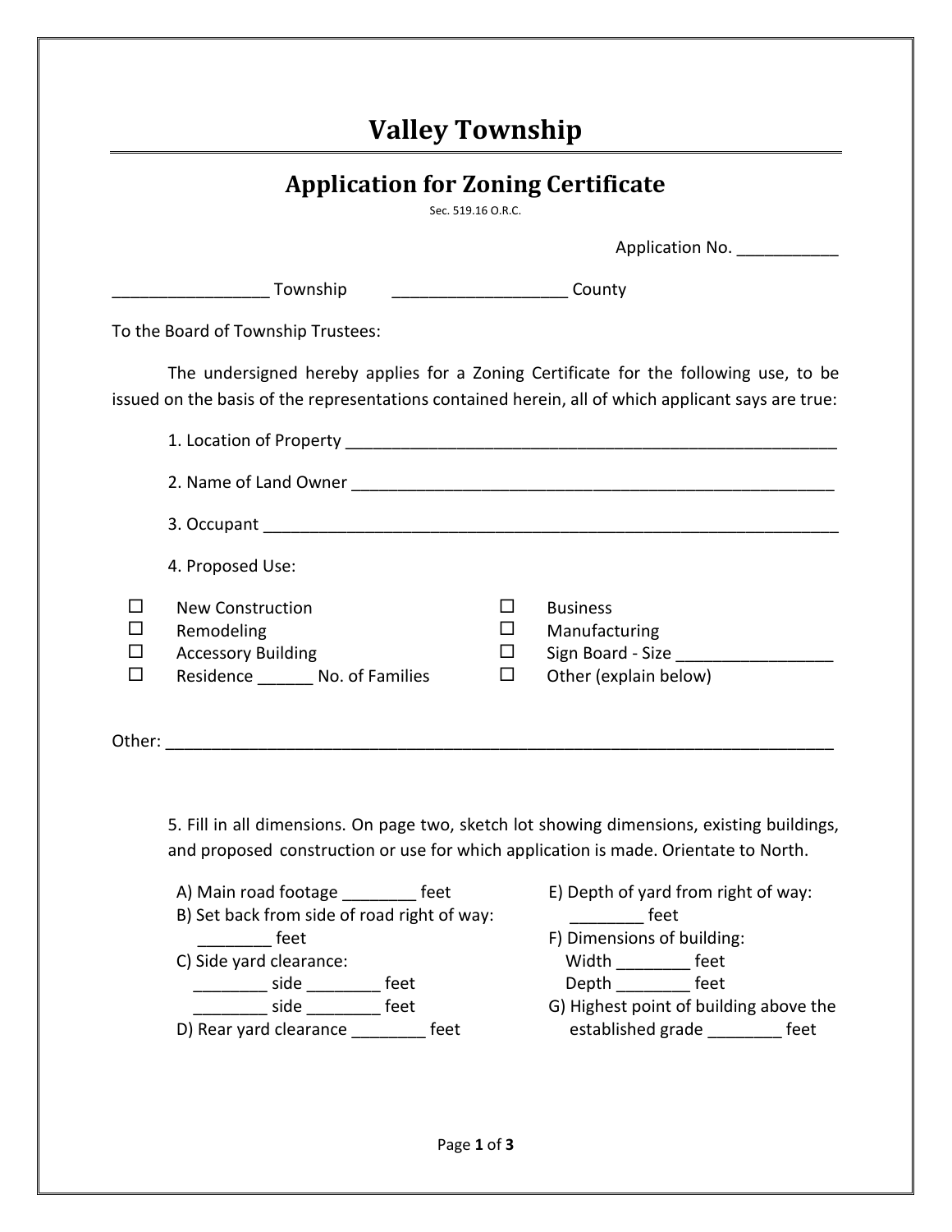# Valley Township

## Application for Zoning Certificate

Sec. 519.16 O.R.C.

Application No. ___________

_________________ Township ___________________ County

To the Board of Township Trustees:

The undersigned hereby applies for a Zoning Certificate for the following use, to be issued on the basis of the representations contained herein, all of which applicant says are true:

1. Location of Property _______________________________________________________

2. Name of Land Owner ______________________________________________________

3. Occupant _______________________________________________________________

4. Proposed Use:

- ☐ New Construction
- ☐ Remodeling
- ☐ Accessory Building
- ☐ Residence ______ No. of Families
- ☐ Business
- ☐ Manufacturing
- ☐ Sign Board - Size _________________
- ☐ Other (explain below)

Other: ___________________________________________________________________________

5. Fill in all dimensions. On page two, sketch lot showing dimensions, existing buildings, and proposed construction or use for which application is made. Orientate to North.

A) Main road footage ________ feet

B) Set back from side of road right of way: ________ feet

C) Side yard clearance:
________ side ________ feet
________ side ________ feet

D) Rear yard clearance ________ feet

E) Depth of yard from right of way: ________ feet

F) Dimensions of building:
Width ________ feet
Depth ________ feet

G) Highest point of building above the established grade ________ feet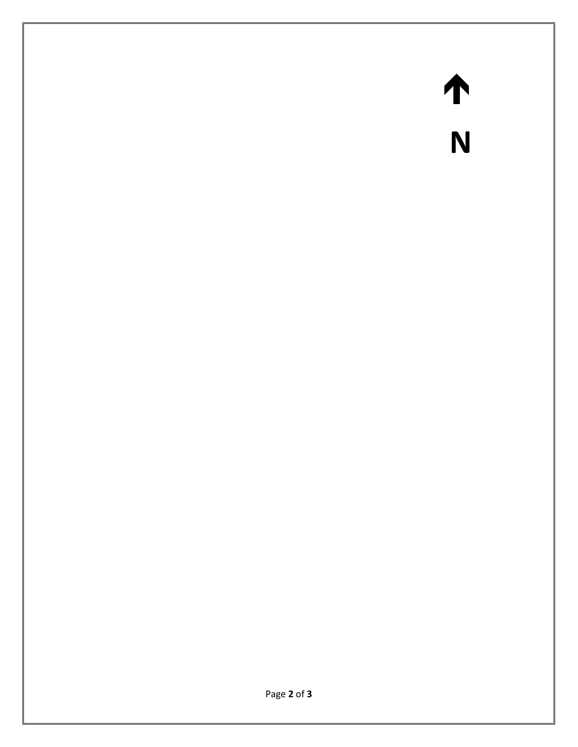↑

**N**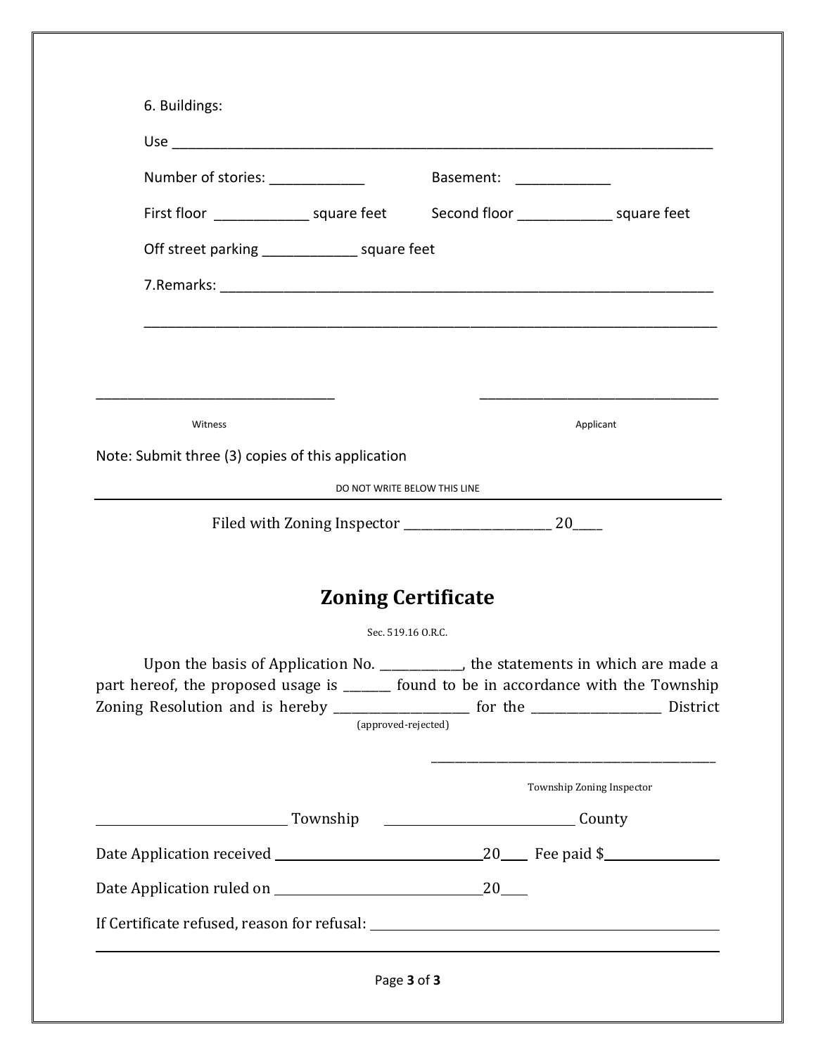6. Buildings:

Use ______________________________________________________________________

Number of stories: ____________ Basement: ____________

First floor ____________ square feet Second floor ____________ square feet

Off street parking ____________ square feet

7.Remarks: _______________________________________________________________

__________________________________________________________________________

_______________________________ _______________________________

Witness Applicant

Note: Submit three (3) copies of this application

DO NOT WRITE BELOW THIS LINE

---

Filed with Zoning Inspector ______________________ 20____

## Zoning Certificate

Sec. 519.16 O.R.C.

Upon the basis of Application No. ____________, the statements in which are made a part hereof, the proposed usage is _______ found to be in accordance with the Township Zoning Resolution and is hereby ____________________ for the ____________________ District

(approved-rejected)

_____________________________________________

Township Zoning Inspector

_____________________________ Township _____________________________ County

Date Application received _______________________________20____ Fee paid $_______________

Date Application ruled on _______________________________20____

If Certificate refused, reason for refusal: ______________________________________________

__________________________________________________________________________